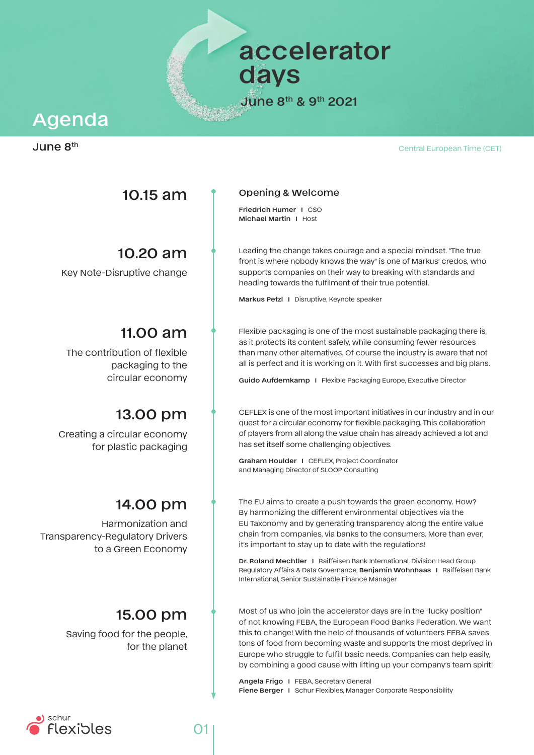# accelerator days

June 8th & 9th 2021

## Agenda

**June 8th**

Central European Time (CET)

### 10.15 am

**Opening & Welcome**

**Friedrich Humer** I CSO
**Michael Martin** I Host

### 10.20 am

Key Note-Disruptive change

Leading the change takes courage and a special mindset. "The true front is where nobody knows the way" is one of Markus' credos, who supports companies on their way to breaking with standards and heading towards the fulfilment of their true potential.

**Markus Petzl** I Disruptive, Keynote speaker

### 11.00 am

The contribution of flexible packaging to the circular economy

Flexible packaging is one of the most sustainable packaging there is, as it protects its content safely, while consuming fewer resources than many other alternatives. Of course the industry is aware that not all is perfect and it is working on it. With first successes and big plans.

**Guido Aufdemkamp** I Flexible Packaging Europe, Executive Director

### 13.00 pm

Creating a circular economy for plastic packaging

CEFLEX is one of the most important initiatives in our industry and in our quest for a circular economy for flexible packaging. This collaboration of players from all along the value chain has already achieved a lot and has set itself some challenging objectives.

**Graham Houlder** I CEFLEX, Project Coordinator and Managing Director of SLOOP Consulting

### 14.00 pm

Harmonization and Transparency-Regulatory Drivers to a Green Economy

The EU aims to create a push towards the green economy. How? By harmonizing the different environmental objectives via the EU Taxonomy and by generating transparency along the entire value chain from companies, via banks to the consumers. More than ever, it's important to stay up to date with the regulations!

**Dr. Roland Mechtler** I Raiffeisen Bank International, Division Head Group Regulatory Affairs & Data Governance; **Benjamin Wohnhaas** I Raiffeisen Bank International, Senior Sustainable Finance Manager

### 15.00 pm

Saving food for the people, for the planet

Most of us who join the accelerator days are in the "lucky position" of not knowing FEBA, the European Food Banks Federation. We want this to change! With the help of thousands of volunteers FEBA saves tons of food from becoming waste and supports the most deprived in Europe who struggle to fulfill basic needs. Companies can help easily, by combining a good cause with lifting up your company's team spirit!

**Angela Frigo** I FEBA, Secretary General
**Fiene Berger** I Schur Flexibles, Manager Corporate Responsibility

schur flexibles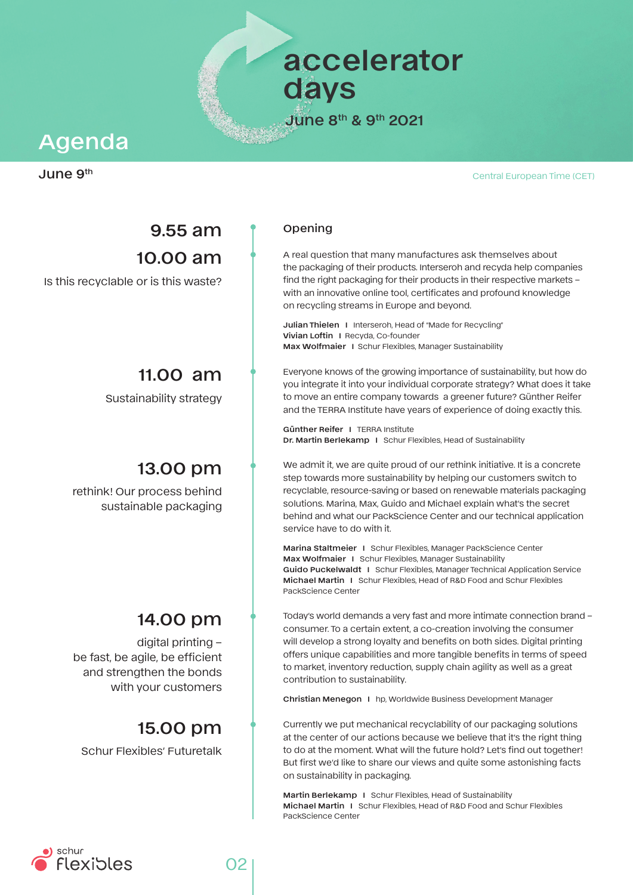# accelerator days

June 8th & 9th 2021

## Agenda

### June 9th

Central European Time (CET)

**9.55 am**

**Opening**

**10.00 am**

**Is this recyclable or is this waste?**

A real question that many manufactures ask themselves about the packaging of their products. Interseroh and recyda help companies find the right packaging for their products in their respective markets – with an innovative online tool, certificates and profound knowledge on recycling streams in Europe and beyond.

**Julian Thielen** I Interseroh, Head of "Made for Recycling"
**Vivian Loftin** I Recyda, Co-founder
**Max Wolfmaier** I Schur Flexibles, Manager Sustainability

**11.00 am**

**Sustainability strategy**

Everyone knows of the growing importance of sustainability, but how do you integrate it into your individual corporate strategy? What does it take to move an entire company towards a greener future? Günther Reifer and the TERRA Institute have years of experience of doing exactly this.

**Günther Reifer** I TERRA Institute
**Dr. Martin Berlekamp** I Schur Flexibles, Head of Sustainability

**13.00 pm**

**rethink! Our process behind sustainable packaging**

We admit it, we are quite proud of our rethink initiative. It is a concrete step towards more sustainability by helping our customers switch to recyclable, resource-saving or based on renewable materials packaging solutions. Marina, Max, Guido and Michael explain what's the secret behind and what our PackScience Center and our technical application service have to do with it.

**Marina Staltmeier** I Schur Flexibles, Manager PackScience Center
**Max Wolfmaier** I Schur Flexibles, Manager Sustainability
**Guido Puckelwaldt** I Schur Flexibles, Manager Technical Application Service
**Michael Martin** I Schur Flexibles, Head of R&D Food and Schur Flexibles PackScience Center

**14.00 pm**

**digital printing – be fast, be agile, be efficient and strengthen the bonds with your customers**

Today's world demands a very fast and more intimate connection brand – consumer. To a certain extent, a co-creation involving the consumer will develop a strong loyalty and benefits on both sides. Digital printing offers unique capabilities and more tangible benefits in terms of speed to market, inventory reduction, supply chain agility as well as a great contribution to sustainability.

**Christian Menegon** I hp, Worldwide Business Development Manager

**15.00 pm**

**Schur Flexibles' Futuretalk**

Currently we put mechanical recyclability of our packaging solutions at the center of our actions because we believe that it's the right thing to do at the moment. What will the future hold? Let's find out together! But first we'd like to share our views and quite some astonishing facts on sustainability in packaging.

**Martin Berlekamp** I Schur Flexibles, Head of Sustainability
**Michael Martin** I Schur Flexibles, Head of R&D Food and Schur Flexibles PackScience Center

schur flexibles